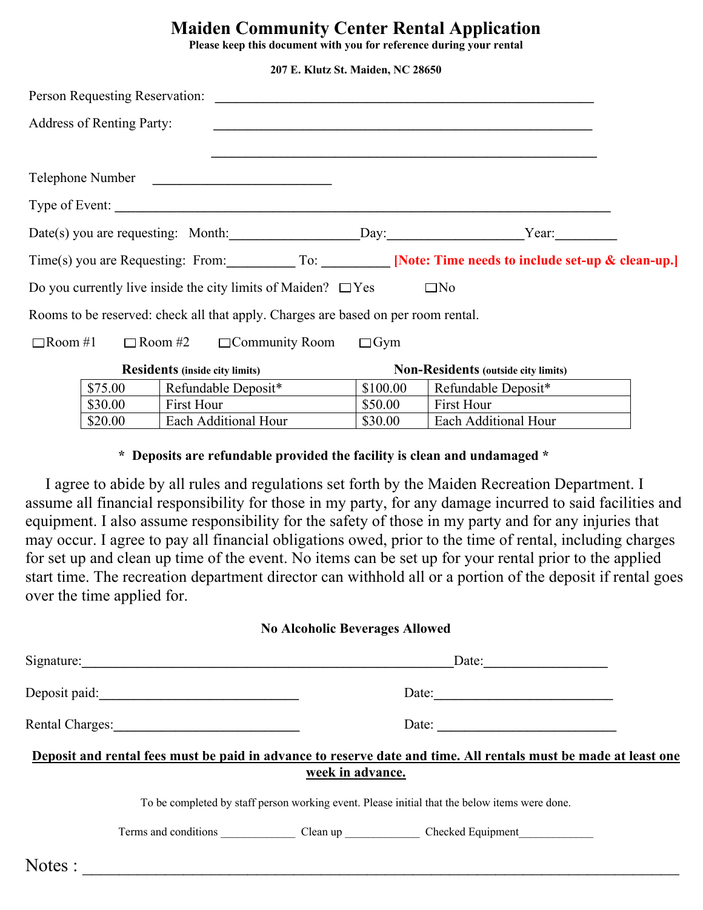# Maiden Community Center Rental Application

**Please keep this document with you for reference during your rental**

**207 E. Klutz St. Maiden, NC 28650**

Person Requesting Reservation: ____________________________________________

Address of Renting Party: ____________________________________________

____________________________________________

Telephone Number ______________________

Type of Event: ____________________________________________

Date(s) you are requesting: Month:________________Day:________________Year:________

Time(s) you are Requesting: From:__________ To: __________ **[Note: Time needs to include set-up & clean-up.]**

Do you currently live inside the city limits of Maiden? ☐Yes ☐No

Rooms to be reserved: check all that apply. Charges are based on per room rental.

☐Room #1 ☐Room #2 ☐Community Room ☐Gym

| **Residents** (inside city limits) | | **Non-Residents** (outside city limits) | |
|---|---|---|---|
| $75.00 | Refundable Deposit* | $100.00 | Refundable Deposit* |
| $30.00 | First Hour | $50.00 | First Hour |
| $20.00 | Each Additional Hour | $30.00 | Each Additional Hour |

**\* Deposits are refundable provided the facility is clean and undamaged \***

I agree to abide by all rules and regulations set forth by the Maiden Recreation Department. I assume all financial responsibility for those in my party, for any damage incurred to said facilities and equipment. I also assume responsibility for the safety of those in my party and for any injuries that may occur. I agree to pay all financial obligations owed, prior to the time of rental, including charges for set up and clean up time of the event. No items can be set up for your rental prior to the applied start time. The recreation department director can withhold all or a portion of the deposit if rental goes over the time applied for.

**No Alcoholic Beverages Allowed**

Signature:____________________________________________Date:________________

Deposit paid:__________________________ Date:______________________

Rental Charges:________________________ Date: ______________________

**Deposit and rental fees must be paid in advance to reserve date and time. All rentals must be made at least one week in advance.**

To be completed by staff person working event. Please initial that the below items were done.

Terms and conditions ____________ Clean up ____________ Checked Equipment____________

Notes : ____________________________________________________________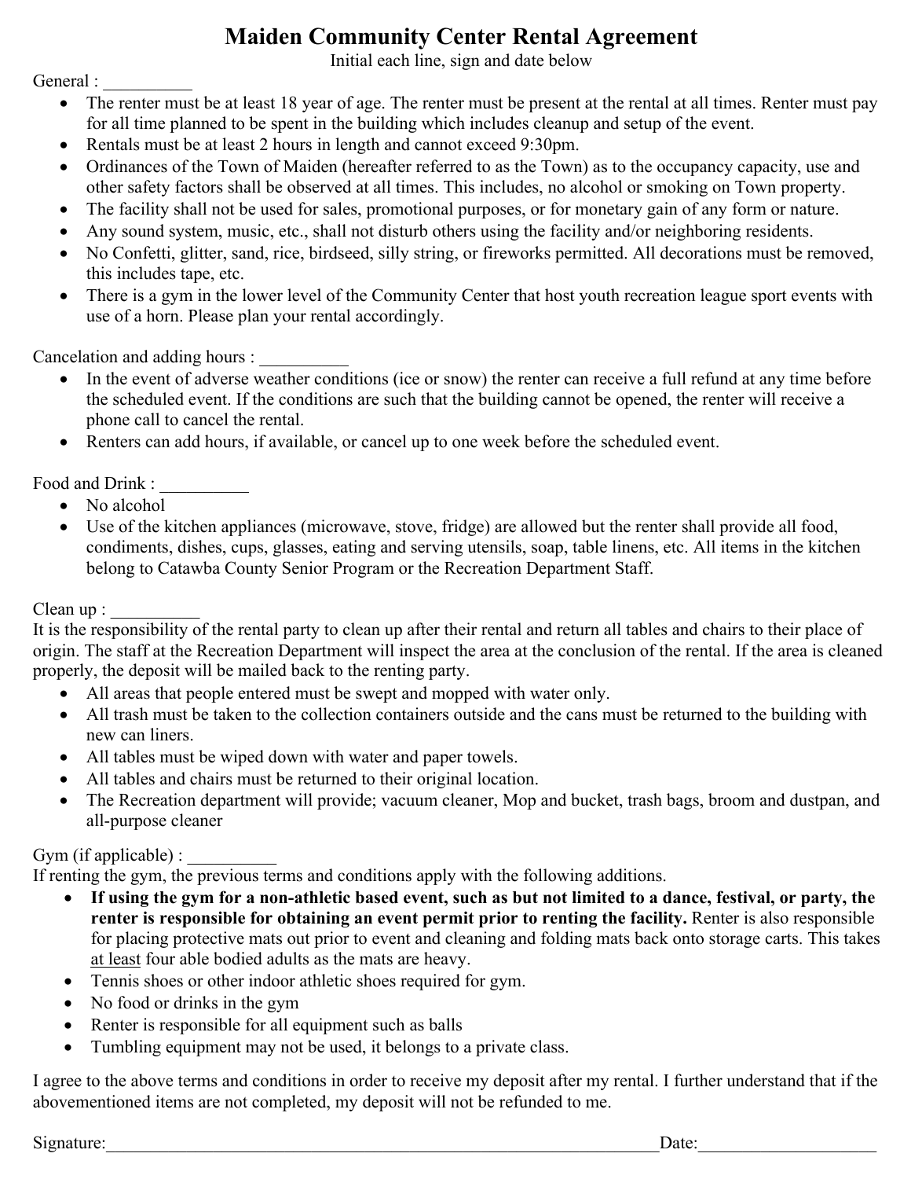# Maiden Community Center Rental Agreement

Initial each line, sign and date below

General : __________

- The renter must be at least 18 year of age. The renter must be present at the rental at all times. Renter must pay for all time planned to be spent in the building which includes cleanup and setup of the event.
- Rentals must be at least 2 hours in length and cannot exceed 9:30pm.
- Ordinances of the Town of Maiden (hereafter referred to as the Town) as to the occupancy capacity, use and other safety factors shall be observed at all times. This includes, no alcohol or smoking on Town property.
- The facility shall not be used for sales, promotional purposes, or for monetary gain of any form or nature.
- Any sound system, music, etc., shall not disturb others using the facility and/or neighboring residents.
- No Confetti, glitter, sand, rice, birdseed, silly string, or fireworks permitted. All decorations must be removed, this includes tape, etc.
- There is a gym in the lower level of the Community Center that host youth recreation league sport events with use of a horn. Please plan your rental accordingly.

Cancelation and adding hours : __________

- In the event of adverse weather conditions (ice or snow) the renter can receive a full refund at any time before the scheduled event. If the conditions are such that the building cannot be opened, the renter will receive a phone call to cancel the rental.
- Renters can add hours, if available, or cancel up to one week before the scheduled event.

Food and Drink : __________

- No alcohol
- Use of the kitchen appliances (microwave, stove, fridge) are allowed but the renter shall provide all food, condiments, dishes, cups, glasses, eating and serving utensils, soap, table linens, etc. All items in the kitchen belong to Catawba County Senior Program or the Recreation Department Staff.

Clean up : __________

It is the responsibility of the rental party to clean up after their rental and return all tables and chairs to their place of origin. The staff at the Recreation Department will inspect the area at the conclusion of the rental. If the area is cleaned properly, the deposit will be mailed back to the renting party.

- All areas that people entered must be swept and mopped with water only.
- All trash must be taken to the collection containers outside and the cans must be returned to the building with new can liners.
- All tables must be wiped down with water and paper towels.
- All tables and chairs must be returned to their original location.
- The Recreation department will provide; vacuum cleaner, Mop and bucket, trash bags, broom and dustpan, and all-purpose cleaner

Gym (if applicable) : __________

If renting the gym, the previous terms and conditions apply with the following additions.

- **If using the gym for a non-athletic based event, such as but not limited to a dance, festival, or party, the renter is responsible for obtaining an event permit prior to renting the facility.** Renter is also responsible for placing protective mats out prior to event and cleaning and folding mats back onto storage carts. This takes at least four able bodied adults as the mats are heavy.
- Tennis shoes or other indoor athletic shoes required for gym.
- No food or drinks in the gym
- Renter is responsible for all equipment such as balls
- Tumbling equipment may not be used, it belongs to a private class.

I agree to the above terms and conditions in order to receive my deposit after my rental. I further understand that if the abovementioned items are not completed, my deposit will not be refunded to me.

Signature:_________________________________________________ Date:____________________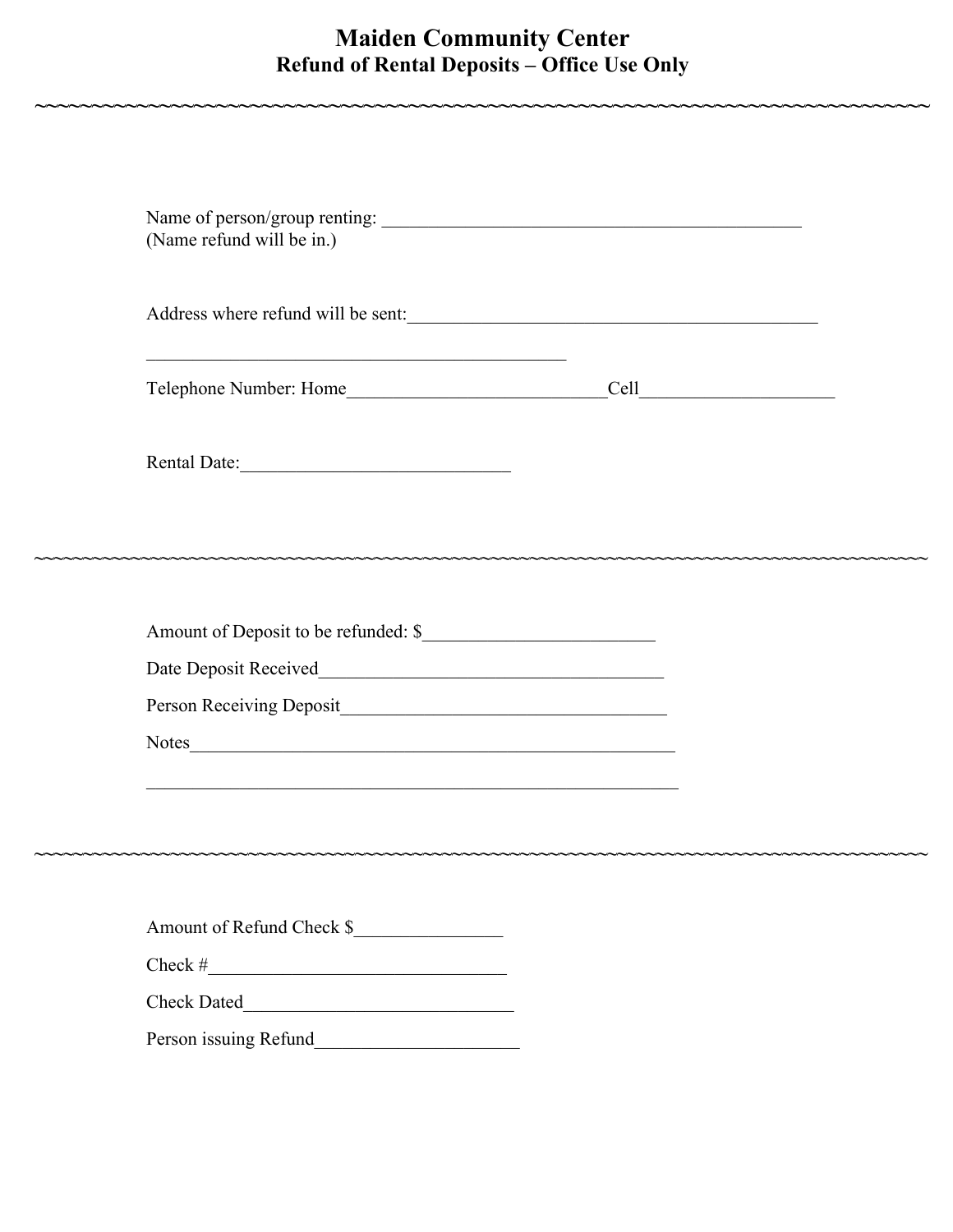# Maiden Community Center

## Refund of Rental Deposits – Office Use Only

~~~~~~~~~~~~~~~~~~~~~~~~~~~~~~~~~~~~~~~~~~~~~~~~~~~~~~~~~~~~~~~~~~~~~~~~~~~~~~~~~~~~

Name of person/group renting: _______________________________________________
(Name refund will be in.)

Address where refund will be sent:_____________________________________________

_______________________________________________

Telephone Number: Home____________________________Cell_____________________

Rental Date:______________________________

~~~~~~~~~~~~~~~~~~~~~~~~~~~~~~~~~~~~~~~~~~~~~~~~~~~~~~~~~~~~~~~~~~~~~~~~~~~~~~~~~~~~

Amount of Deposit to be refunded: $_________________________

Date Deposit Received______________________________________

Person Receiving Deposit____________________________________

Notes_______________________________________________________

___________________________________________________________

~~~~~~~~~~~~~~~~~~~~~~~~~~~~~~~~~~~~~~~~~~~~~~~~~~~~~~~~~~~~~~~~~~~~~~~~~~~~~~~~~~~~

Amount of Refund Check $________________

Check #_________________________________

Check Dated______________________________

Person issuing Refund______________________